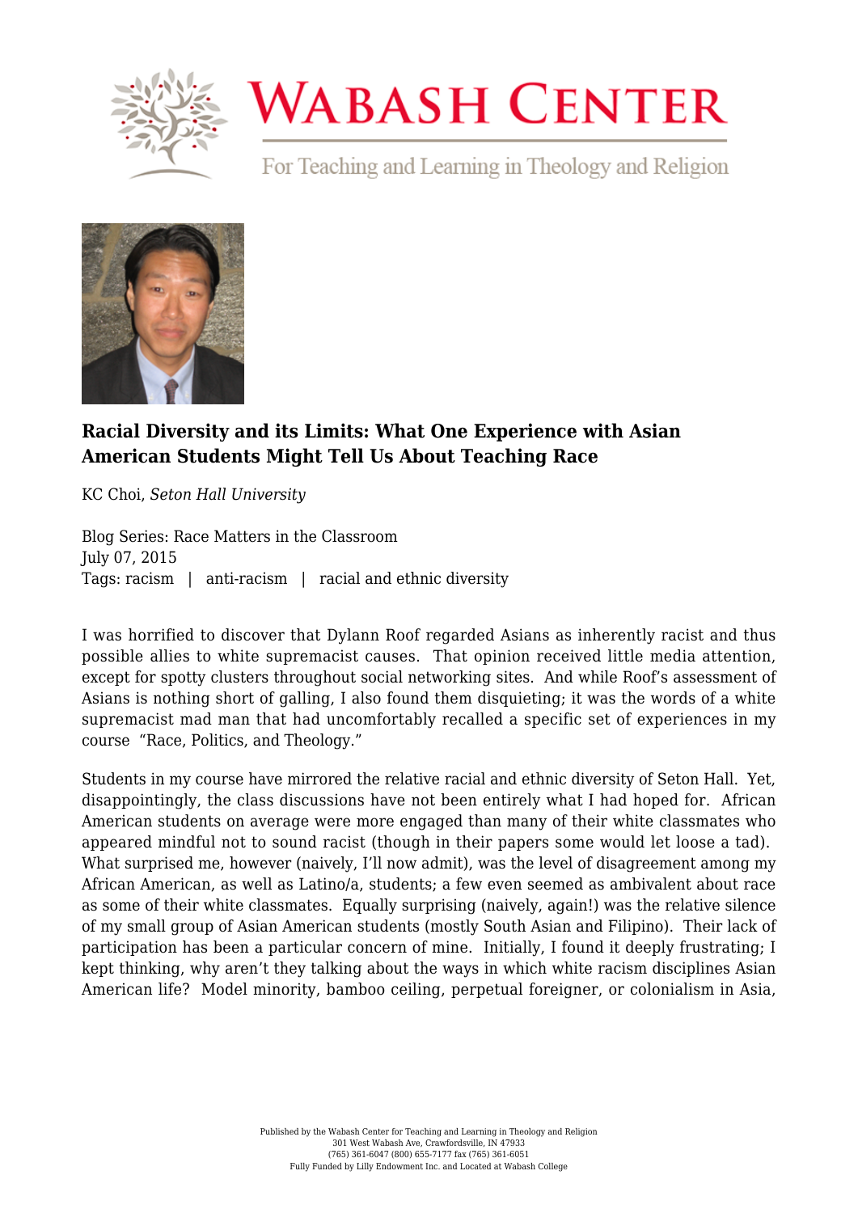# Wabash Center

For Teaching and Learning in Theology and Religion

## Racial Diversity and its Limits: What One Experience with Asian American Students Might Tell Us About Teaching Race

KC Choi, *Seton Hall University*

Blog Series: Race Matters in the Classroom
July 07, 2015
Tags: racism | anti-racism | racial and ethnic diversity

I was horrified to discover that Dylann Roof regarded Asians as inherently racist and thus possible allies to white supremacist causes. That opinion received little media attention, except for spotty clusters throughout social networking sites. And while Roof's assessment of Asians is nothing short of galling, I also found them disquieting; it was the words of a white supremacist mad man that had uncomfortably recalled a specific set of experiences in my course "Race, Politics, and Theology."

Students in my course have mirrored the relative racial and ethnic diversity of Seton Hall. Yet, disappointingly, the class discussions have not been entirely what I had hoped for. African American students on average were more engaged than many of their white classmates who appeared mindful not to sound racist (though in their papers some would let loose a tad). What surprised me, however (naively, I'll now admit), was the level of disagreement among my African American, as well as Latino/a, students; a few even seemed as ambivalent about race as some of their white classmates. Equally surprising (naively, again!) was the relative silence of my small group of Asian American students (mostly South Asian and Filipino). Their lack of participation has been a particular concern of mine. Initially, I found it deeply frustrating; I kept thinking, why aren't they talking about the ways in which white racism disciplines Asian American life? Model minority, bamboo ceiling, perpetual foreigner, or colonialism in Asia,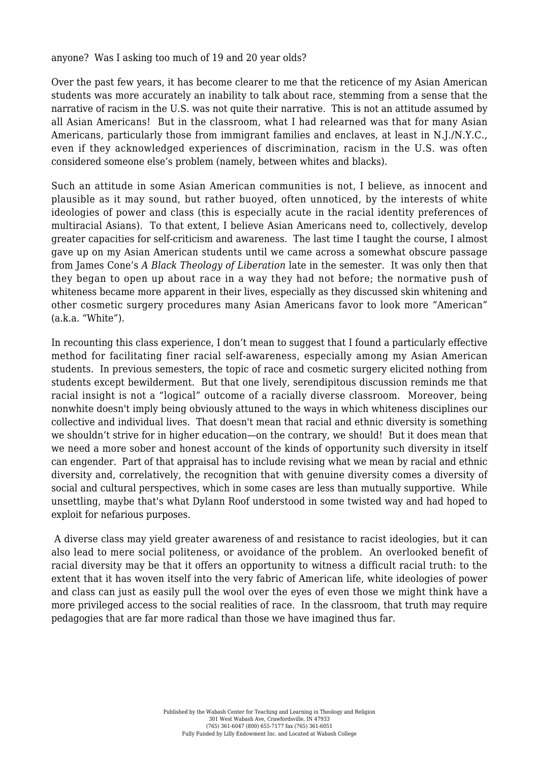anyone? Was I asking too much of 19 and 20 year olds?

Over the past few years, it has become clearer to me that the reticence of my Asian American students was more accurately an inability to talk about race, stemming from a sense that the narrative of racism in the U.S. was not quite their narrative. This is not an attitude assumed by all Asian Americans! But in the classroom, what I had relearned was that for many Asian Americans, particularly those from immigrant families and enclaves, at least in N.J./N.Y.C., even if they acknowledged experiences of discrimination, racism in the U.S. was often considered someone else's problem (namely, between whites and blacks).

Such an attitude in some Asian American communities is not, I believe, as innocent and plausible as it may sound, but rather buoyed, often unnoticed, by the interests of white ideologies of power and class (this is especially acute in the racial identity preferences of multiracial Asians). To that extent, I believe Asian Americans need to, collectively, develop greater capacities for self-criticism and awareness. The last time I taught the course, I almost gave up on my Asian American students until we came across a somewhat obscure passage from James Cone's *A Black Theology of Liberation* late in the semester. It was only then that they began to open up about race in a way they had not before; the normative push of whiteness became more apparent in their lives, especially as they discussed skin whitening and other cosmetic surgery procedures many Asian Americans favor to look more "American" (a.k.a. "White").

In recounting this class experience, I don't mean to suggest that I found a particularly effective method for facilitating finer racial self-awareness, especially among my Asian American students. In previous semesters, the topic of race and cosmetic surgery elicited nothing from students except bewilderment. But that one lively, serendipitous discussion reminds me that racial insight is not a "logical" outcome of a racially diverse classroom. Moreover, being nonwhite doesn't imply being obviously attuned to the ways in which whiteness disciplines our collective and individual lives. That doesn't mean that racial and ethnic diversity is something we shouldn't strive for in higher education—on the contrary, we should! But it does mean that we need a more sober and honest account of the kinds of opportunity such diversity in itself can engender. Part of that appraisal has to include revising what we mean by racial and ethnic diversity and, correlatively, the recognition that with genuine diversity comes a diversity of social and cultural perspectives, which in some cases are less than mutually supportive. While unsettling, maybe that's what Dylann Roof understood in some twisted way and had hoped to exploit for nefarious purposes.

A diverse class may yield greater awareness of and resistance to racist ideologies, but it can also lead to mere social politeness, or avoidance of the problem. An overlooked benefit of racial diversity may be that it offers an opportunity to witness a difficult racial truth: to the extent that it has woven itself into the very fabric of American life, white ideologies of power and class can just as easily pull the wool over the eyes of even those we might think have a more privileged access to the social realities of race. In the classroom, that truth may require pedagogies that are far more radical than those we have imagined thus far.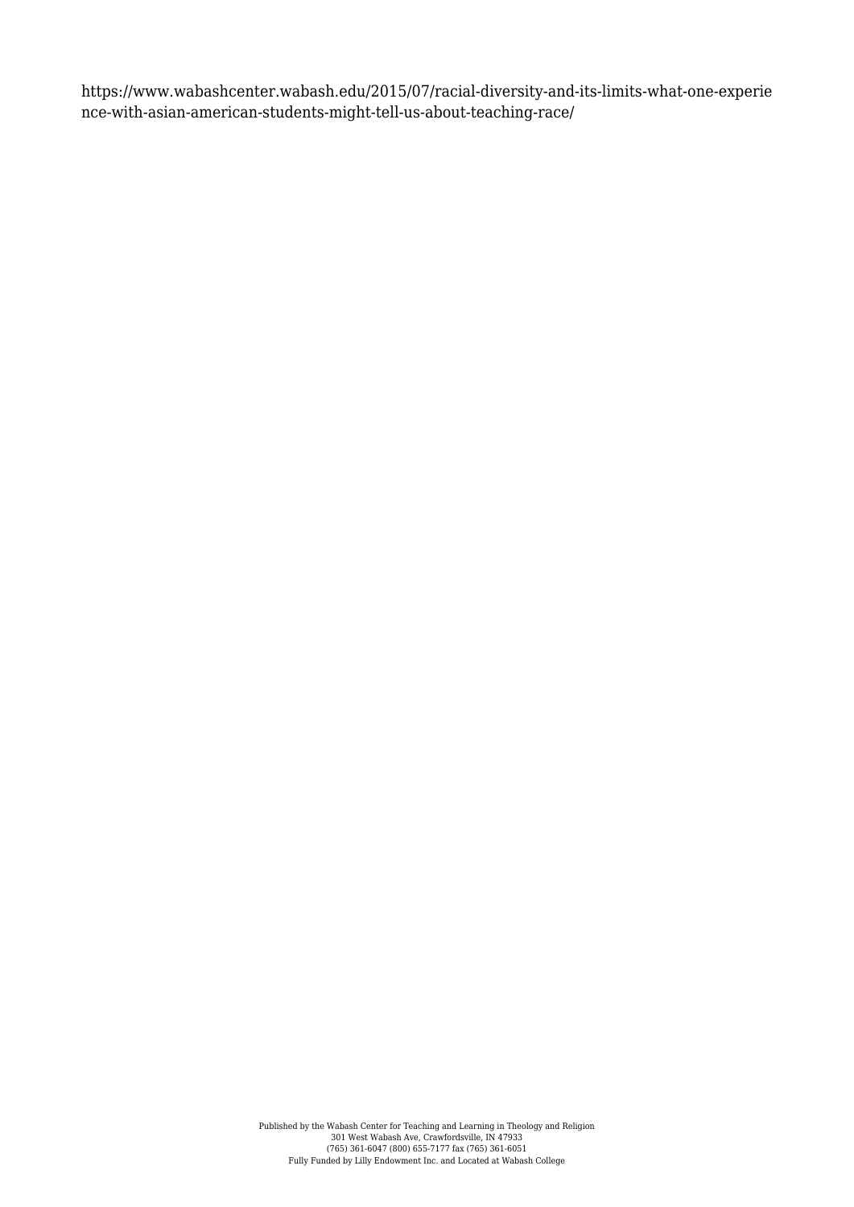https://www.wabashcenter.wabash.edu/2015/07/racial-diversity-and-its-limits-what-one-experience-with-asian-american-students-might-tell-us-about-teaching-race/